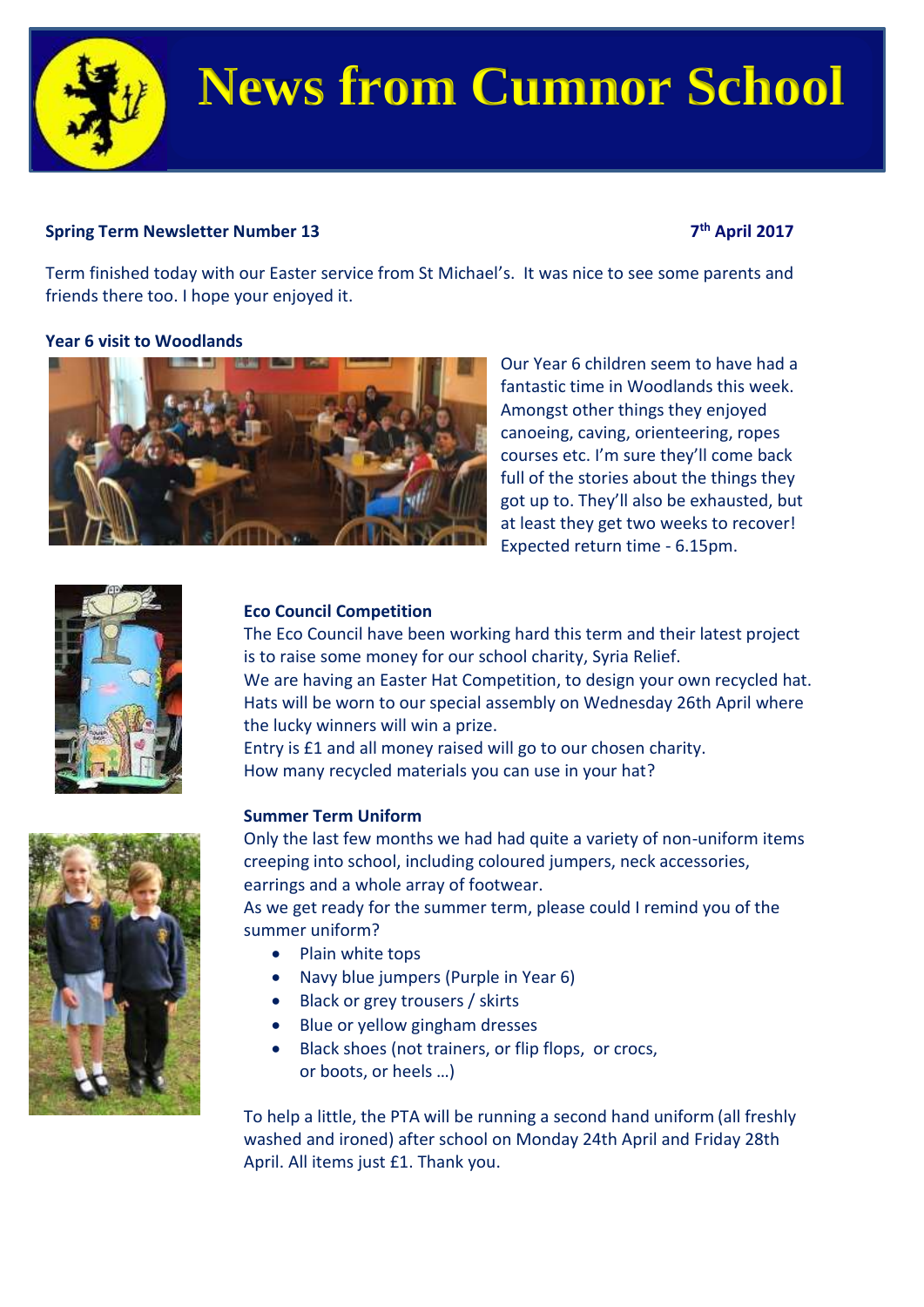# News from Cumnor School

**Spring Term Newsletter Number 13** **7th April 2017**

Term finished today with our Easter service from St Michael's. It was nice to see some parents and friends there too. I hope your enjoyed it.

### Year 6 visit to Woodlands

Our Year 6 children seem to have had a fantastic time in Woodlands this week. Amongst other things they enjoyed canoeing, caving, orienteering, ropes courses etc. I'm sure they'll come back full of the stories about the things they got up to. They'll also be exhausted, but at least they get two weeks to recover! Expected return time - 6.15pm.

### Eco Council Competition

The Eco Council have been working hard this term and their latest project is to raise some money for our school charity, Syria Relief.
We are having an Easter Hat Competition, to design your own recycled hat. Hats will be worn to our special assembly on Wednesday 26th April where the lucky winners will win a prize.
Entry is £1 and all money raised will go to our chosen charity.
How many recycled materials you can use in your hat?

### Summer Term Uniform

Only the last few months we had had quite a variety of non-uniform items creeping into school, including coloured jumpers, neck accessories, earrings and a whole array of footwear.
As we get ready for the summer term, please could I remind you of the summer uniform?

- Plain white tops
- Navy blue jumpers (Purple in Year 6)
- Black or grey trousers / skirts
- Blue or yellow gingham dresses
- Black shoes (not trainers, or flip flops, or crocs, or boots, or heels …)

To help a little, the PTA will be running a second hand uniform (all freshly washed and ironed) after school on Monday 24th April and Friday 28th April. All items just £1. Thank you.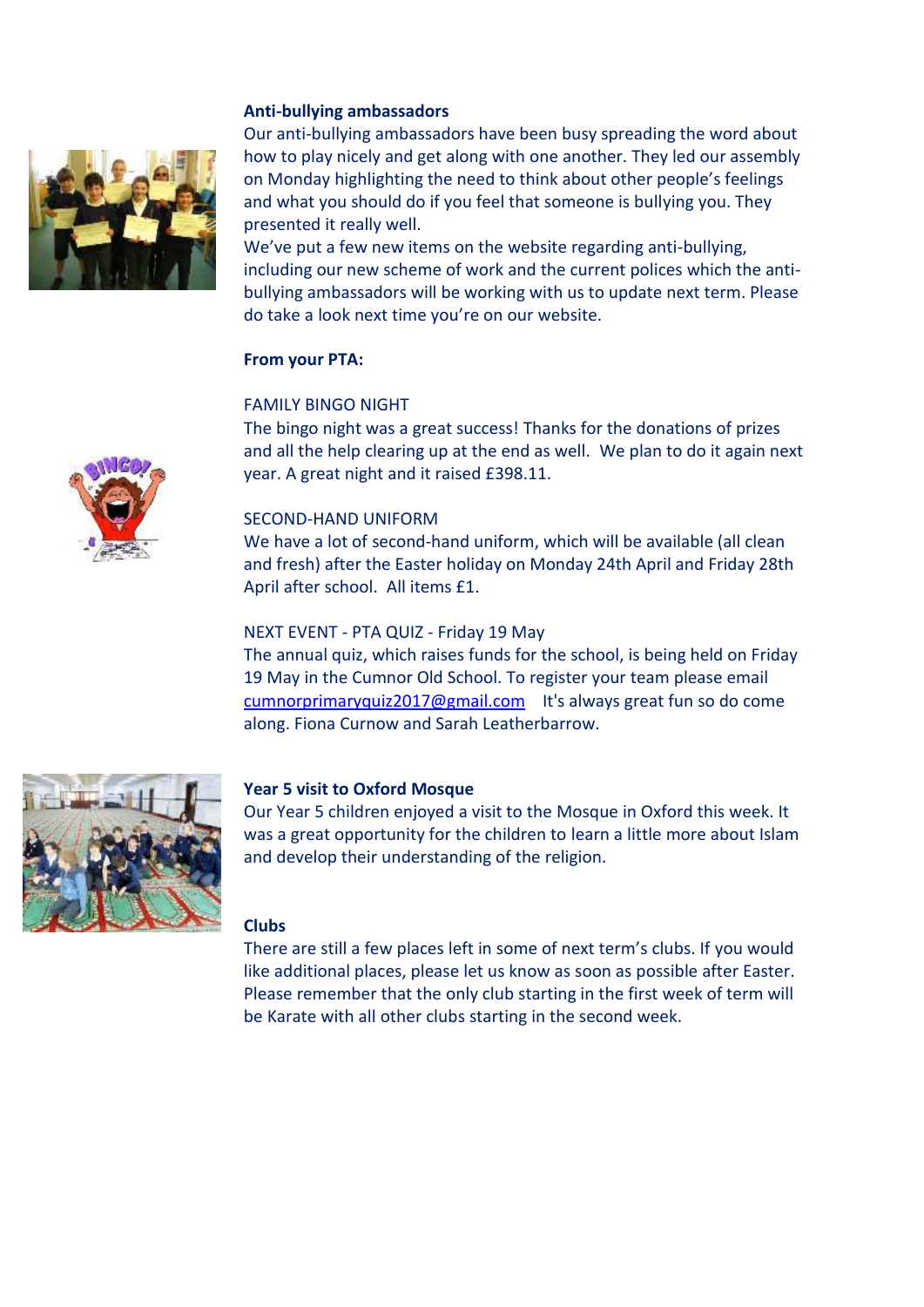**Anti-bullying ambassadors**

Our anti-bullying ambassadors have been busy spreading the word about how to play nicely and get along with one another. They led our assembly on Monday highlighting the need to think about other people's feelings and what you should do if you feel that someone is bullying you. They presented it really well.

We've put a few new items on the website regarding anti-bullying, including our new scheme of work and the current polices which the anti-bullying ambassadors will be working with us to update next term. Please do take a look next time you're on our website.

**From your PTA:**

FAMILY BINGO NIGHT

The bingo night was a great success! Thanks for the donations of prizes and all the help clearing up at the end as well. We plan to do it again next year. A great night and it raised £398.11.

SECOND-HAND UNIFORM

We have a lot of second-hand uniform, which will be available (all clean and fresh) after the Easter holiday on Monday 24th April and Friday 28th April after school. All items £1.

NEXT EVENT - PTA QUIZ - Friday 19 May

The annual quiz, which raises funds for the school, is being held on Friday 19 May in the Cumnor Old School. To register your team please email cumnorprimaryquiz2017@gmail.com It's always great fun so do come along. Fiona Curnow and Sarah Leatherbarrow.

**Year 5 visit to Oxford Mosque**

Our Year 5 children enjoyed a visit to the Mosque in Oxford this week. It was a great opportunity for the children to learn a little more about Islam and develop their understanding of the religion.

**Clubs**

There are still a few places left in some of next term's clubs. If you would like additional places, please let us know as soon as possible after Easter. Please remember that the only club starting in the first week of term will be Karate with all other clubs starting in the second week.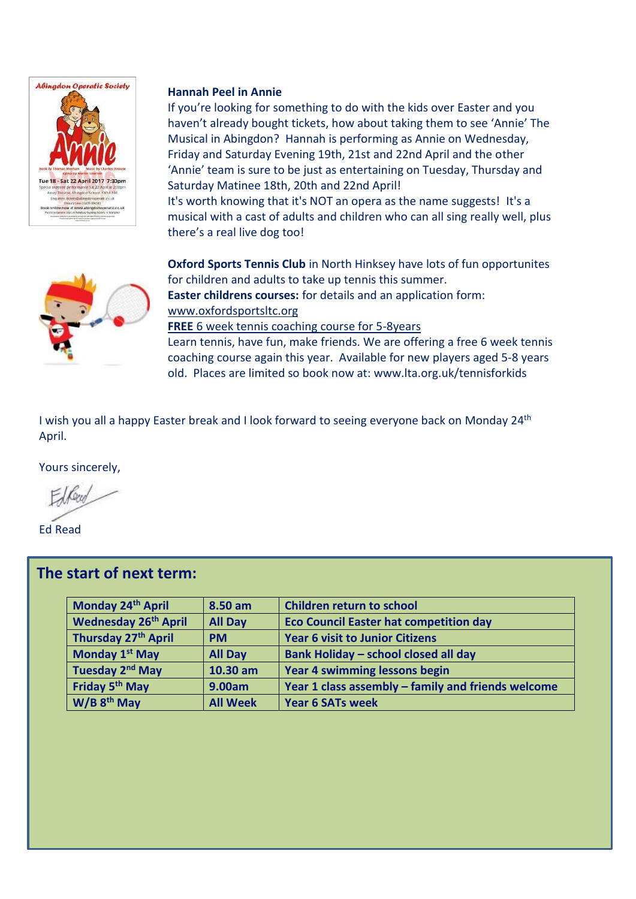**Hannah Peel in Annie**

If you're looking for something to do with the kids over Easter and you haven't already bought tickets, how about taking them to see 'Annie' The Musical in Abingdon? Hannah is performing as Annie on Wednesday, Friday and Saturday Evening 19th, 21st and 22nd April and the other 'Annie' team is sure to be just as entertaining on Tuesday, Thursday and Saturday Matinee 18th, 20th and 22nd April!

It's worth knowing that it's NOT an opera as the name suggests! It's a musical with a cast of adults and children who can all sing really well, plus there's a real live dog too!

**Oxford Sports Tennis Club** in North Hinksey have lots of fun opportunites for children and adults to take up tennis this summer.

**Easter childrens courses:** for details and an application form: www.oxfordsportsltc.org

**FREE** 6 week tennis coaching course for 5-8years

Learn tennis, have fun, make friends. We are offering a free 6 week tennis coaching course again this year. Available for new players aged 5-8 years old. Places are limited so book now at: www.lta.org.uk/tennisforkids

I wish you all a happy Easter break and I look forward to seeing everyone back on Monday 24th April.

Yours sincerely,

Ed Read

## The start of next term:

| | | |
|---|---|---|
| **Monday 24th April** | **8.50 am** | **Children return to school** |
| **Wednesday 26th April** | **All Day** | **Eco Council Easter hat competition day** |
| **Thursday 27th April** | **PM** | **Year 6 visit to Junior Citizens** |
| **Monday 1st May** | **All Day** | **Bank Holiday – school closed all day** |
| **Tuesday 2nd May** | **10.30 am** | **Year 4 swimming lessons begin** |
| **Friday 5th May** | **9.00am** | **Year 1 class assembly – family and friends welcome** |
| **W/B 8th May** | **All Week** | **Year 6 SATs week** |